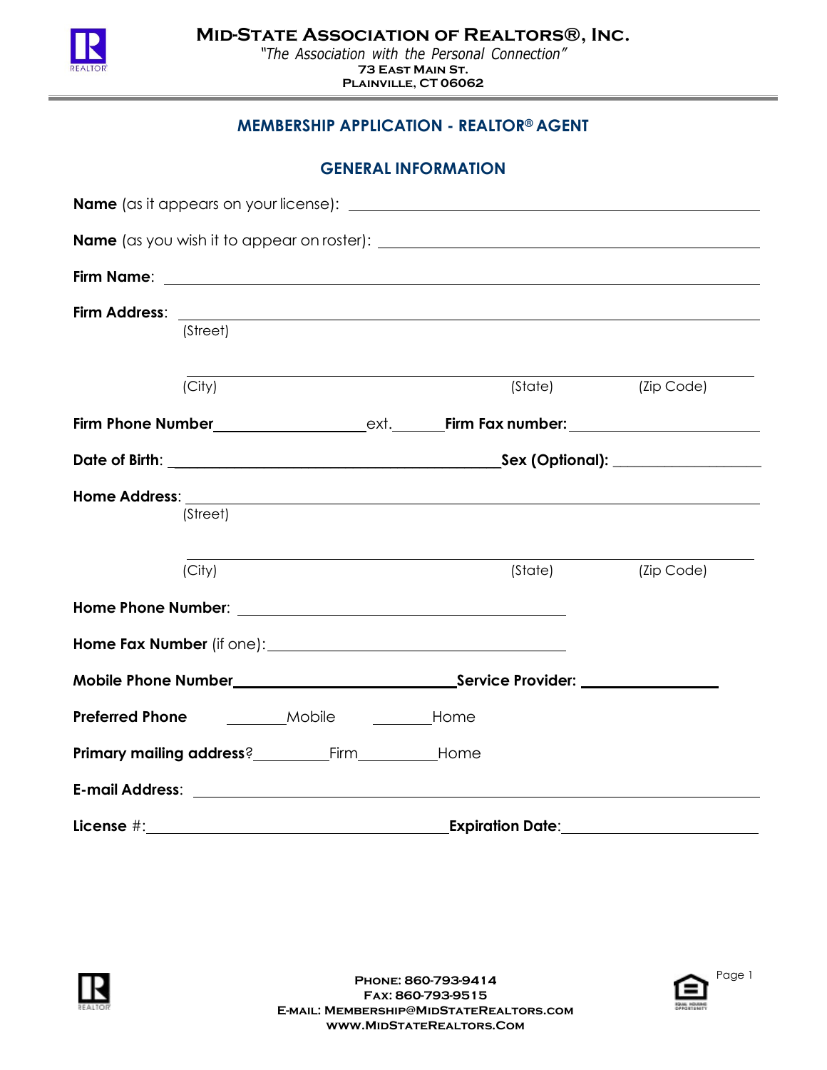# MID-STATE ASSOCIATION OF REALTORS®, INC.

*"The Association with the Personal Connection"*

73 EAST MAIN ST.
PLAINVILLE, CT 06062

## MEMBERSHIP APPLICATION - REALTOR® AGENT

### GENERAL INFORMATION

**Name** (as it appears on your license): ______________________________

**Name** (as you wish it to appear on roster): ______________________________

**Firm Name**: ______________________________

**Firm Address**: ______________________________
(Street)

______________________________
(City) (State) (Zip Code)

**Firm Phone Number**__________________ext.______**Firm Fax number:**______________________

**Date of Birth**: ______________________________**Sex (Optional):** __________________

**Home Address**: ______________________________
(Street)

______________________________
(City) (State) (Zip Code)

**Home Phone Number**: ______________________________

**Home Fax Number** (if one):______________________________

**Mobile Phone Number**__________________________**Service Provider:** ________________

**Preferred Phone** ________Mobile ________Home

**Primary mailing address**?_________Firm__________Home

**E-mail Address**: ______________________________

**License** #:_________________________________**Expiration Date**:______________________

PHONE: 860-793-9414
FAX: 860-793-9515
E-MAIL: MEMBERSHIP@MIDSTATEREALTORS.COM
WWW.MIDSTATEREALTORS.COM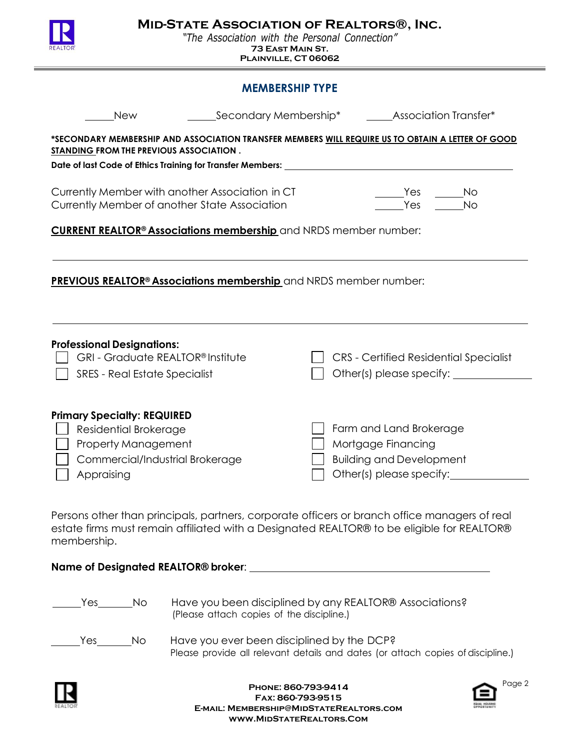# MID-STATE ASSOCIATION OF REALTORS®, INC.

*"The Association with the Personal Connection"*

**73 EAST MAIN ST.**
**PLAINVILLE, CT 06062**

## MEMBERSHIP TYPE

_____New _____Secondary Membership* _____Association Transfer*

***SECONDARY MEMBERSHIP AND ASSOCIATION TRANSFER MEMBERS <u>WILL REQUIRE US TO OBTAIN A LETTER OF GOOD STANDING</u> FROM THE PREVIOUS ASSOCIATION .**

**Date of last Code of Ethics Training for Transfer Members:** ________________________________________________

Currently Member with another Association in CT _____Yes _____No
Currently Member of another State Association _____Yes _____No

**<u>CURRENT REALTOR® Associations membership</u>** and NRDS member number:

________________________________________________________________________

**<u>PREVIOUS REALTOR® Associations membership</u>** and NRDS member number:

________________________________________________________________________

**Professional Designations:**

- ☐ GRI - Graduate REALTOR® Institute
- ☐ SRES - Real Estate Specialist
- ☐ CRS - Certified Residential Specialist
- ☐ Other(s) please specify: ______________

**Primary Specialty: REQUIRED**

- ☐ Residential Brokerage
- ☐ Property Management
- ☐ Commercial/Industrial Brokerage
- ☐ Appraising
- ☐ Farm and Land Brokerage
- ☐ Mortgage Financing
- ☐ Building and Development
- ☐ Other(s) please specify: ______________

Persons other than principals, partners, corporate officers or branch office managers of real estate firms must remain affiliated with a Designated REALTOR® to be eligible for REALTOR® membership.

**Name of Designated REALTOR® broker**: ____________________________________________

_____Yes_______No Have you been disciplined by any REALTOR® Associations?
(Please attach copies of the discipline.)

_____Yes_______No Have you ever been disciplined by the DCP?
Please provide all relevant details and dates (or attach copies of discipline.)

**PHONE: 860-793-9414**
**FAX: 860-793-9515**
**E-MAIL: MEMBERSHIP@MIDSTATEREALTORS.COM**
**WWW.MIDSTATEREALTORS.COM**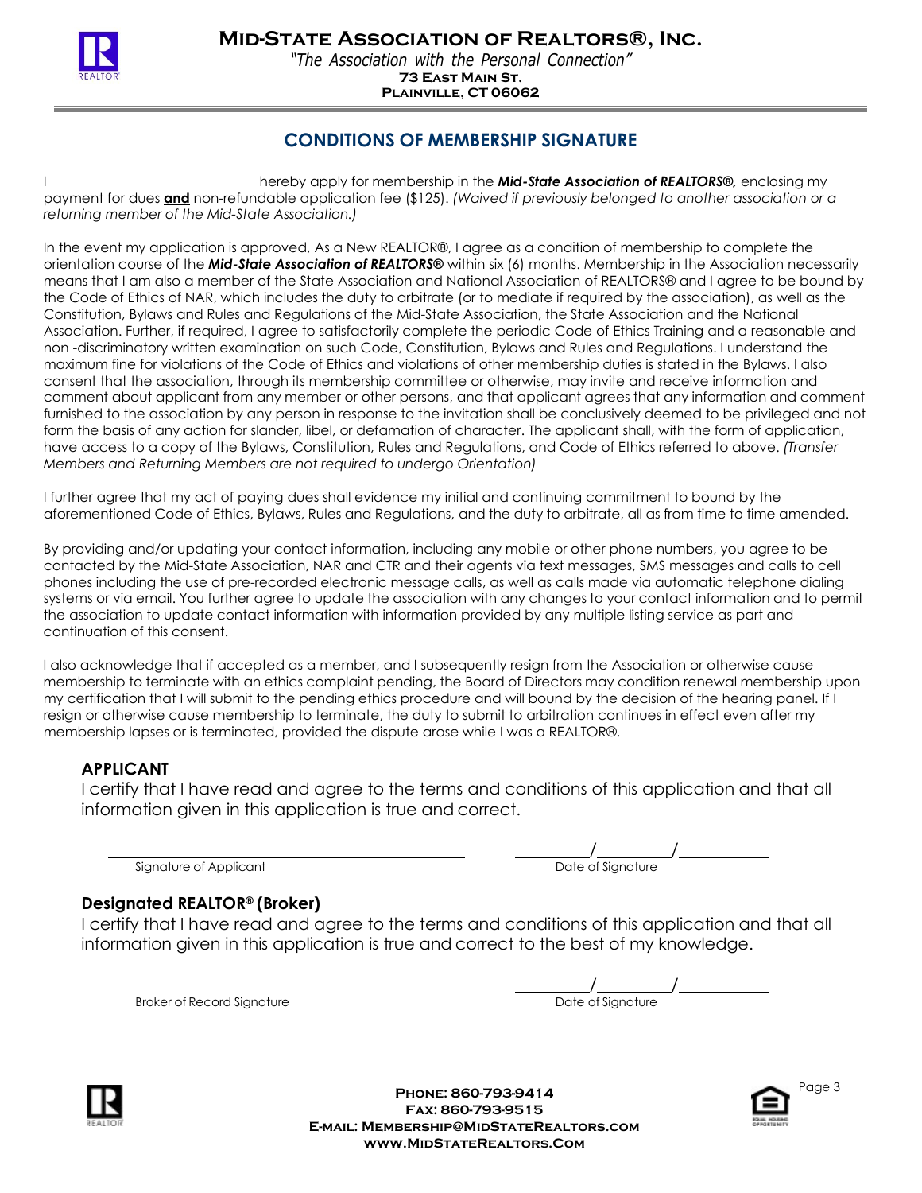# Mid-State Association of Realtors®, Inc.

*"The Association with the Personal Connection"*

**73 East Main St.**
**Plainville, CT 06062**

## CONDITIONS OF MEMBERSHIP SIGNATURE

I______________________________hereby apply for membership in the ***Mid-State Association of REALTORS®,*** enclosing my payment for dues **and** non-refundable application fee ($125). *(Waived if previously belonged to another association or a returning member of the Mid-State Association.)*

In the event my application is approved, As a New REALTOR®, I agree as a condition of membership to complete the orientation course of the ***Mid-State Association of REALTORS®*** within six (6) months. Membership in the Association necessarily means that I am also a member of the State Association and National Association of REALTORS® and I agree to be bound by the Code of Ethics of NAR, which includes the duty to arbitrate (or to mediate if required by the association), as well as the Constitution, Bylaws and Rules and Regulations of the Mid-State Association, the State Association and the National Association. Further, if required, I agree to satisfactorily complete the periodic Code of Ethics Training and a reasonable and non -discriminatory written examination on such Code, Constitution, Bylaws and Rules and Regulations. I understand the maximum fine for violations of the Code of Ethics and violations of other membership duties is stated in the Bylaws. I also consent that the association, through its membership committee or otherwise, may invite and receive information and comment about applicant from any member or other persons, and that applicant agrees that any information and comment furnished to the association by any person in response to the invitation shall be conclusively deemed to be privileged and not form the basis of any action for slander, libel, or defamation of character. The applicant shall, with the form of application, have access to a copy of the Bylaws, Constitution, Rules and Regulations, and Code of Ethics referred to above. *(Transfer Members and Returning Members are not required to undergo Orientation)*

I further agree that my act of paying dues shall evidence my initial and continuing commitment to bound by the aforementioned Code of Ethics, Bylaws, Rules and Regulations, and the duty to arbitrate, all as from time to time amended.

By providing and/or updating your contact information, including any mobile or other phone numbers, you agree to be contacted by the Mid-State Association, NAR and CTR and their agents via text messages, SMS messages and calls to cell phones including the use of pre-recorded electronic message calls, as well as calls made via automatic telephone dialing systems or via email. You further agree to update the association with any changes to your contact information and to permit the association to update contact information with information provided by any multiple listing service as part and continuation of this consent.

I also acknowledge that if accepted as a member, and I subsequently resign from the Association or otherwise cause membership to terminate with an ethics complaint pending, the Board of Directors may condition renewal membership upon my certification that I will submit to the pending ethics procedure and will bound by the decision of the hearing panel. If I resign or otherwise cause membership to terminate, the duty to submit to arbitration continues in effect even after my membership lapses or is terminated, provided the dispute arose while I was a REALTOR®.

### APPLICANT

I certify that I have read and agree to the terms and conditions of this application and that all information given in this application is true and correct.

______________________________ ______/______/______

Signature of Applicant Date of Signature

### Designated REALTOR® (Broker)

I certify that I have read and agree to the terms and conditions of this application and that all information given in this application is true and correct to the best of my knowledge.

______________________________ ______/______/______

Broker of Record Signature Date of Signature

**Phone: 860-793-9414**
**Fax: 860-793-9515**
**E-mail: Membership@MidStateRealtors.com**
**www.MidStateRealtors.Com**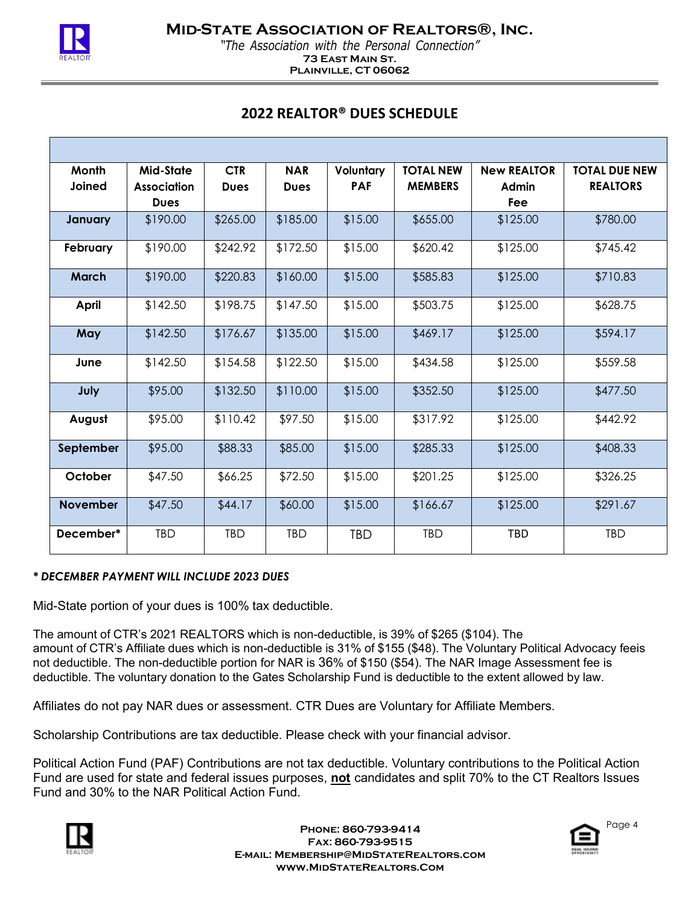# Mid-State Association of Realtors®, Inc.

*"The Association with the Personal Connection"*

**73 East Main St.**
**Plainville, CT 06062**

## 2022 REALTOR® DUES SCHEDULE

| Month Joined | Mid-State Association Dues | CTR Dues | NAR Dues | Voluntary PAF | TOTAL NEW MEMBERS | New REALTOR Admin Fee | TOTAL DUE NEW REALTORS |
|---|---|---|---|---|---|---|---|
| **January** | $190.00 | $265.00 | $185.00 | $15.00 | $655.00 | $125.00 | $780.00 |
| **February** | $190.00 | $242.92 | $172.50 | $15.00 | $620.42 | $125.00 | $745.42 |
| **March** | $190.00 | $220.83 | $160.00 | $15.00 | $585.83 | $125.00 | $710.83 |
| **April** | $142.50 | $198.75 | $147.50 | $15.00 | $503.75 | $125.00 | $628.75 |
| **May** | $142.50 | $176.67 | $135.00 | $15.00 | $469.17 | $125.00 | $594.17 |
| **June** | $142.50 | $154.58 | $122.50 | $15.00 | $434.58 | $125.00 | $559.58 |
| **July** | $95.00 | $132.50 | $110.00 | $15.00 | $352.50 | $125.00 | $477.50 |
| **August** | $95.00 | $110.42 | $97.50 | $15.00 | $317.92 | $125.00 | $442.92 |
| **September** | $95.00 | $88.33 | $85.00 | $15.00 | $285.33 | $125.00 | $408.33 |
| **October** | $47.50 | $66.25 | $72.50 | $15.00 | $201.25 | $125.00 | $326.25 |
| **November** | $47.50 | $44.17 | $60.00 | $15.00 | $166.67 | $125.00 | $291.67 |
| **December*** | TBD | TBD | TBD | TBD | TBD | TBD | TBD |

***\* DECEMBER PAYMENT WILL INCLUDE 2023 DUES***

Mid-State portion of your dues is 100% tax deductible.

The amount of CTR's 2021 REALTORS which is non-deductible, is 39% of $265 ($104). The amount of CTR's Affiliate dues which is non-deductible is 31% of $155 ($48). The Voluntary Political Advocacy feeis not deductible. The non-deductible portion for NAR is 36% of $150 ($54). The NAR Image Assessment fee is deductible. The voluntary donation to the Gates Scholarship Fund is deductible to the extent allowed by law.

Affiliates do not pay NAR dues or assessment. CTR Dues are Voluntary for Affiliate Members.

Scholarship Contributions are tax deductible. Please check with your financial advisor.

Political Action Fund (PAF) Contributions are not tax deductible. Voluntary contributions to the Political Action Fund are used for state and federal issues purposes, **not** candidates and split 70% to the CT Realtors Issues Fund and 30% to the NAR Political Action Fund.

**Phone: 860-793-9414**
**Fax: 860-793-9515**
**E-mail: Membership@MidStateRealtors.com**
**www.MidStateRealtors.Com**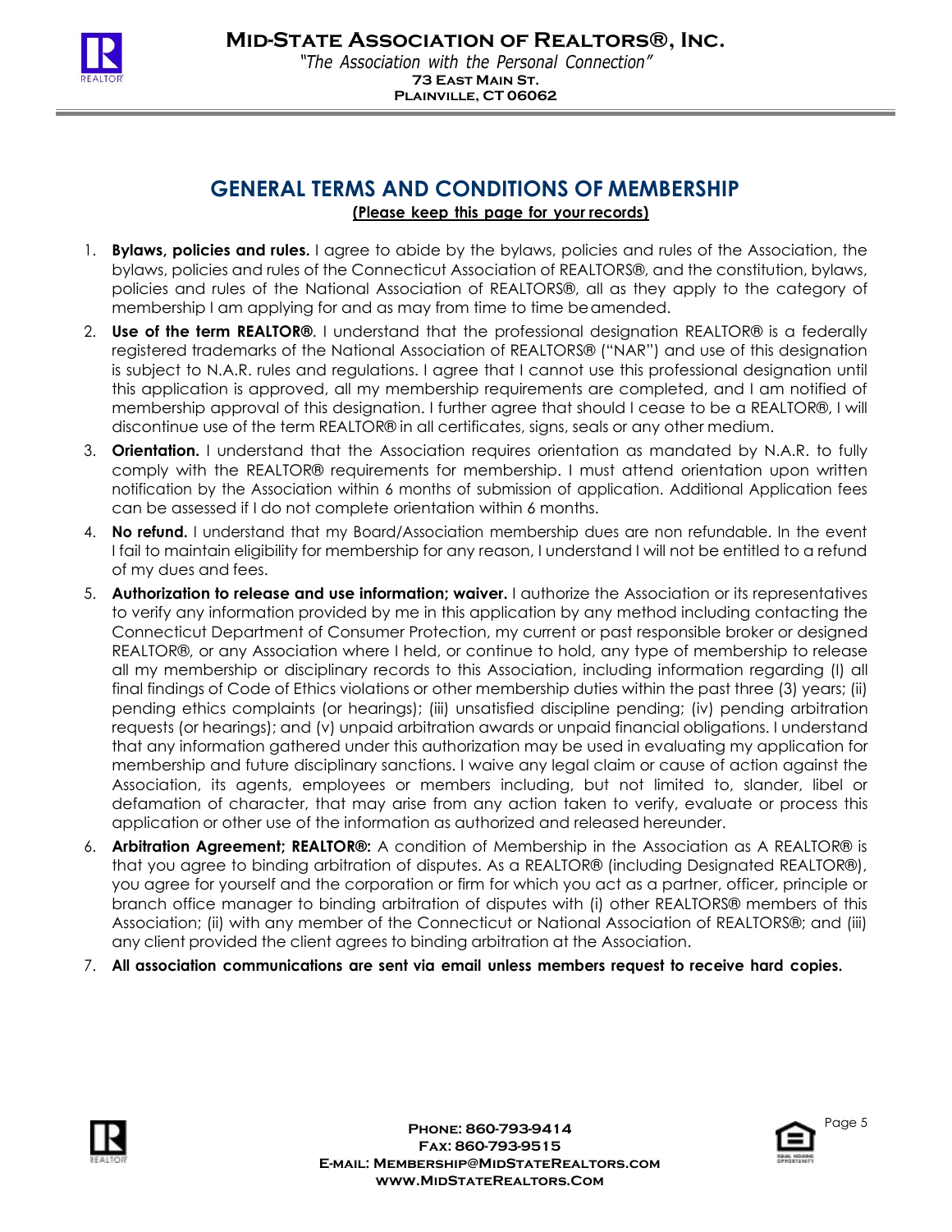# GENERAL TERMS AND CONDITIONS OF MEMBERSHIP

**(Please keep this page for your records)**

1. **Bylaws, policies and rules.** I agree to abide by the bylaws, policies and rules of the Association, the bylaws, policies and rules of the Connecticut Association of REALTORS®, and the constitution, bylaws, policies and rules of the National Association of REALTORS®, all as they apply to the category of membership I am applying for and as may from time to time be amended.
2. **Use of the term REALTOR®**. I understand that the professional designation REALTOR® is a federally registered trademarks of the National Association of REALTORS® ("NAR") and use of this designation is subject to N.A.R. rules and regulations. I agree that I cannot use this professional designation until this application is approved, all my membership requirements are completed, and I am notified of membership approval of this designation. I further agree that should I cease to be a REALTOR®, I will discontinue use of the term REALTOR® in all certificates, signs, seals or any other medium.
3. **Orientation.** I understand that the Association requires orientation as mandated by N.A.R. to fully comply with the REALTOR® requirements for membership. I must attend orientation upon written notification by the Association within 6 months of submission of application. Additional Application fees can be assessed if I do not complete orientation within 6 months.
4. **No refund.** I understand that my Board/Association membership dues are non refundable. In the event I fail to maintain eligibility for membership for any reason, I understand I will not be entitled to a refund of my dues and fees.
5. **Authorization to release and use information; waiver.** I authorize the Association or its representatives to verify any information provided by me in this application by any method including contacting the Connecticut Department of Consumer Protection, my current or past responsible broker or designed REALTOR®, or any Association where I held, or continue to hold, any type of membership to release all my membership or disciplinary records to this Association, including information regarding (I) all final findings of Code of Ethics violations or other membership duties within the past three (3) years; (ii) pending ethics complaints (or hearings); (iii) unsatisfied discipline pending; (iv) pending arbitration requests (or hearings); and (v) unpaid arbitration awards or unpaid financial obligations. I understand that any information gathered under this authorization may be used in evaluating my application for membership and future disciplinary sanctions. I waive any legal claim or cause of action against the Association, its agents, employees or members including, but not limited to, slander, libel or defamation of character, that may arise from any action taken to verify, evaluate or process this application or other use of the information as authorized and released hereunder.
6. **Arbitration Agreement; REALTOR®:** A condition of Membership in the Association as A REALTOR® is that you agree to binding arbitration of disputes. As a REALTOR® (including Designated REALTOR®), you agree for yourself and the corporation or firm for which you act as a partner, officer, principle or branch office manager to binding arbitration of disputes with (i) other REALTORS® members of this Association; (ii) with any member of the Connecticut or National Association of REALTORS®; and (iii) any client provided the client agrees to binding arbitration at the Association.
7. **All association communications are sent via email unless members request to receive hard copies.**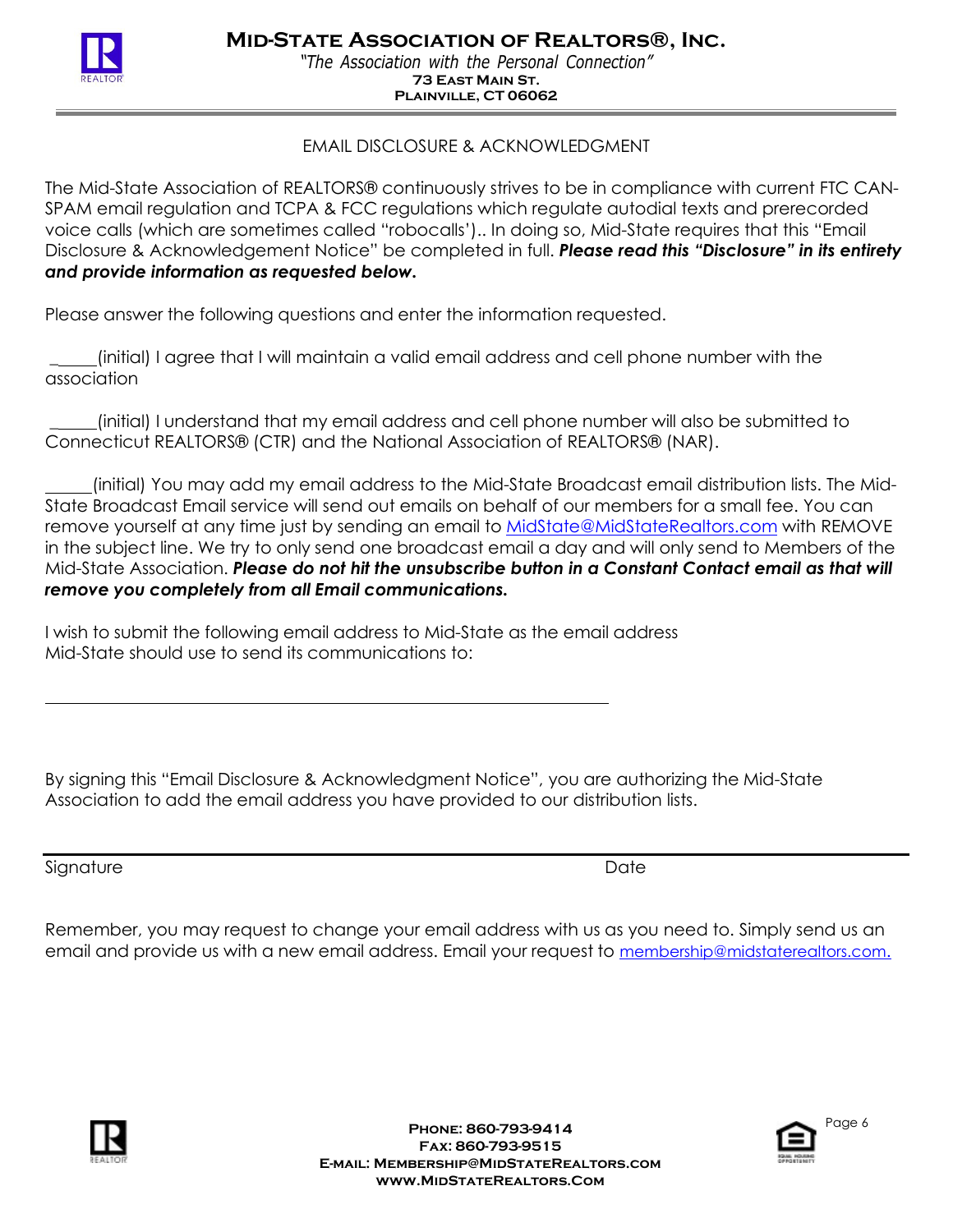# Mid-State Association of REALTORS®, Inc.

*"The Association with the Personal Connection"*

**73 East Main St.**
**Plainville, CT 06062**

EMAIL DISCLOSURE & ACKNOWLEDGMENT

The Mid-State Association of REALTORS® continuously strives to be in compliance with current FTC CAN-SPAM email regulation and TCPA & FCC regulations which regulate autodial texts and prerecorded voice calls (which are sometimes called "robocalls').. In doing so, Mid-State requires that this "Email Disclosure & Acknowledgement Notice" be completed in full. ***Please read this "Disclosure" in its entirety and provide information as requested below.***

Please answer the following questions and enter the information requested.

______(initial) I agree that I will maintain a valid email address and cell phone number with the association

______(initial) I understand that my email address and cell phone number will also be submitted to Connecticut REALTORS® (CTR) and the National Association of REALTORS® (NAR).

______(initial) You may add my email address to the Mid-State Broadcast email distribution lists. The Mid-State Broadcast Email service will send out emails on behalf of our members for a small fee. You can remove yourself at any time just by sending an email to MidState@MidStateRealtors.com with REMOVE in the subject line. We try to only send one broadcast email a day and will only send to Members of the Mid-State Association. ***Please do not hit the unsubscribe button in a Constant Contact email as that will remove you completely from all Email communications.***

I wish to submit the following email address to Mid-State as the email address Mid-State should use to send its communications to:

______________________________________________________________

By signing this "Email Disclosure & Acknowledgment Notice", you are authorizing the Mid-State Association to add the email address you have provided to our distribution lists.

______________________________________________________________

Signature                                                                                          Date

Remember, you may request to change your email address with us as you need to. Simply send us an email and provide us with a new email address. Email your request to membership@midstaterealtors.com.

**Phone: 860-793-9414**
**Fax: 860-793-9515**
**E-mail: Membership@MidStateRealtors.com**
**www.MidStateRealtors.Com**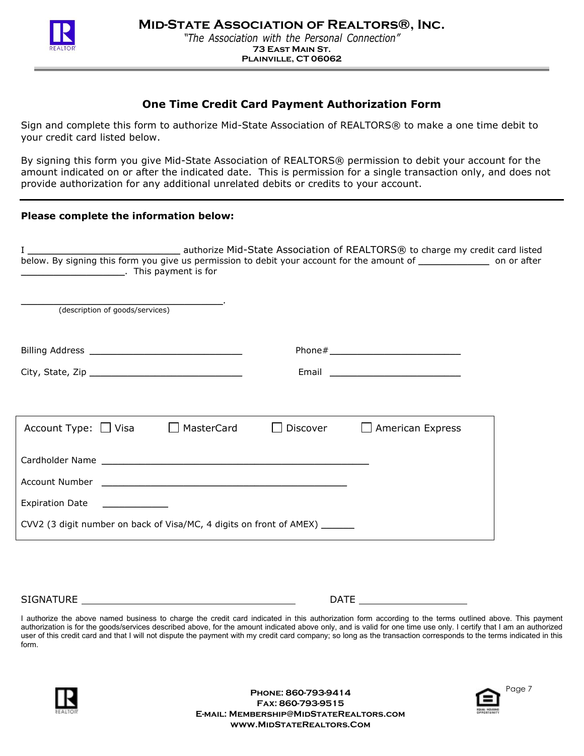# MID-STATE ASSOCIATION OF REALTORS®, INC.

*"The Association with the Personal Connection"*

**73 EAST MAIN ST.**
**PLAINVILLE, CT 06062**

## One Time Credit Card Payment Authorization Form

Sign and complete this form to authorize Mid-State Association of REALTORS® to make a one time debit to your credit card listed below.

By signing this form you give Mid-State Association of REALTORS® permission to debit your account for the amount indicated on or after the indicated date. This is permission for a single transaction only, and does not provide authorization for any additional unrelated debits or credits to your account.

---

**Please complete the information below:**

I __________________________ authorize Mid-State Association of REALTORS® to charge my credit card listed below. By signing this form you give us permission to debit your account for the amount of ____________ on or after __________________. This payment is for

___________________________________.
(description of goods/services)

Billing Address ___________________________ Phone# ________________________

City, State, Zip ___________________________ Email ________________________

Account Type: ☐ Visa ☐ MasterCard ☐ Discover ☐ American Express

Cardholder Name _______________________________________________

Account Number ____________________________________________

Expiration Date ___________

CVV2 (3 digit number on back of Visa/MC, 4 digits on front of AMEX) ______

SIGNATURE _____________________________________ DATE ___________________

I authorize the above named business to charge the credit card indicated in this authorization form according to the terms outlined above. This payment authorization is for the goods/services described above, for the amount indicated above only, and is valid for one time use only. I certify that I am an authorized user of this credit card and that I will not dispute the payment with my credit card company; so long as the transaction corresponds to the terms indicated in this form.

**PHONE: 860-793-9414**
**FAX: 860-793-9515**
**E-MAIL: MEMBERSHIP@MIDSTATEREALTORS.COM**
**WWW.MIDSTATEREALTORS.COM**